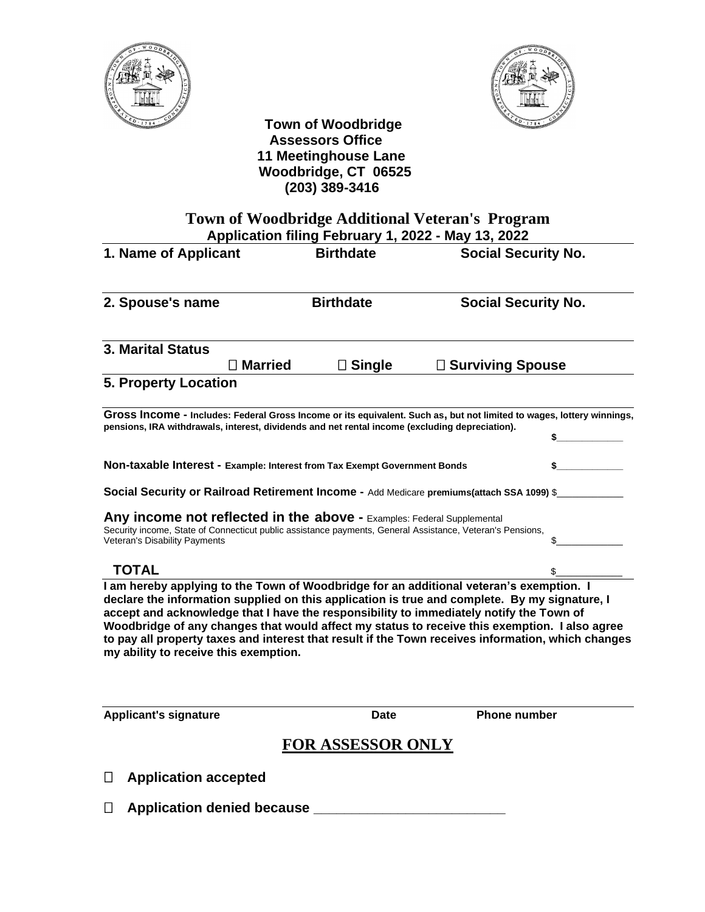**Town of Woodbridge**
**Assessors Office**
**11 Meetinghouse Lane**
**Woodbridge, CT 06525**
**(203) 389-3416**

# Town of Woodbridge Additional Veteran's Program

**Application filing February 1, 2022 - May 13, 2022**

| 1. Name of Applicant | Birthdate | Social Security No. |
|---|---|---|
| | | |

| 2. Spouse's name | Birthdate | Social Security No. |
|---|---|---|
| | | |

**3. Marital Status**

☐ **Married** ☐ **Single** ☐ **Surviving Spouse**

**5. Property Location**

**Gross Income - Includes: Federal Gross Income or its equivalent. Such as, but not limited to wages, lottery winnings, pensions, IRA withdrawals, interest, dividends and net rental income (excluding depreciation).** **$____________**

**Non-taxable Interest - Example: Interest from Tax Exempt Government Bonds** **$____________**

**Social Security or Railroad Retirement Income -** Add Medicare **premiums(attach SSA 1099)** $____________

**Any income not reflected in the above -** Examples: Federal Supplemental Security income, State of Connecticut public assistance payments, General Assistance, Veteran's Pensions, Veteran's Disability Payments $____________

**TOTAL** $____________

**I am hereby applying to the Town of Woodbridge for an additional veteran's exemption. I declare the information supplied on this application is true and complete. By my signature, I accept and acknowledge that I have the responsibility to immediately notify the Town of Woodbridge of any changes that would affect my status to receive this exemption. I also agree to pay all property taxes and interest that result if the Town receives information, which changes my ability to receive this exemption.**

| Applicant's signature | Date | Phone number |
|---|---|---|

## FOR ASSESSOR ONLY

☐ **Application accepted**

☐ **Application denied because ________________________**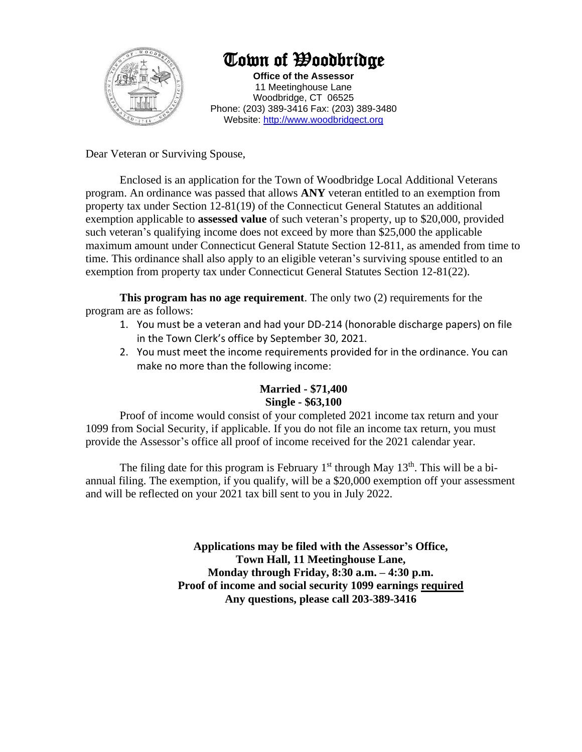# Town of Woodbridge

**Office of the Assessor**
11 Meetinghouse Lane
Woodbridge, CT 06525
Phone: (203) 389-3416 Fax: (203) 389-3480
Website: http://www.woodbridgect.org

Dear Veteran or Surviving Spouse,

Enclosed is an application for the Town of Woodbridge Local Additional Veterans program. An ordinance was passed that allows **ANY** veteran entitled to an exemption from property tax under Section 12-81(19) of the Connecticut General Statutes an additional exemption applicable to **assessed value** of such veteran's property, up to $20,000, provided such veteran's qualifying income does not exceed by more than $25,000 the applicable maximum amount under Connecticut General Statute Section 12-811, as amended from time to time. This ordinance shall also apply to an eligible veteran's surviving spouse entitled to an exemption from property tax under Connecticut General Statutes Section 12-81(22).

**This program has no age requirement**. The only two (2) requirements for the program are as follows:

1. You must be a veteran and had your DD-214 (honorable discharge papers) on file in the Town Clerk's office by September 30, 2021.
2. You must meet the income requirements provided for in the ordinance. You can make no more than the following income:

**Married - $71,400**
**Single - $63,100**

Proof of income would consist of your completed 2021 income tax return and your 1099 from Social Security, if applicable. If you do not file an income tax return, you must provide the Assessor's office all proof of income received for the 2021 calendar year.

The filing date for this program is February 1st through May 13th. This will be a bi-annual filing. The exemption, if you qualify, will be a $20,000 exemption off your assessment and will be reflected on your 2021 tax bill sent to you in July 2022.

**Applications may be filed with the Assessor's Office,**
**Town Hall, 11 Meetinghouse Lane,**
**Monday through Friday, 8:30 a.m. – 4:30 p.m.**
**Proof of income and social security 1099 earnings required**
**Any questions, please call 203-389-3416**